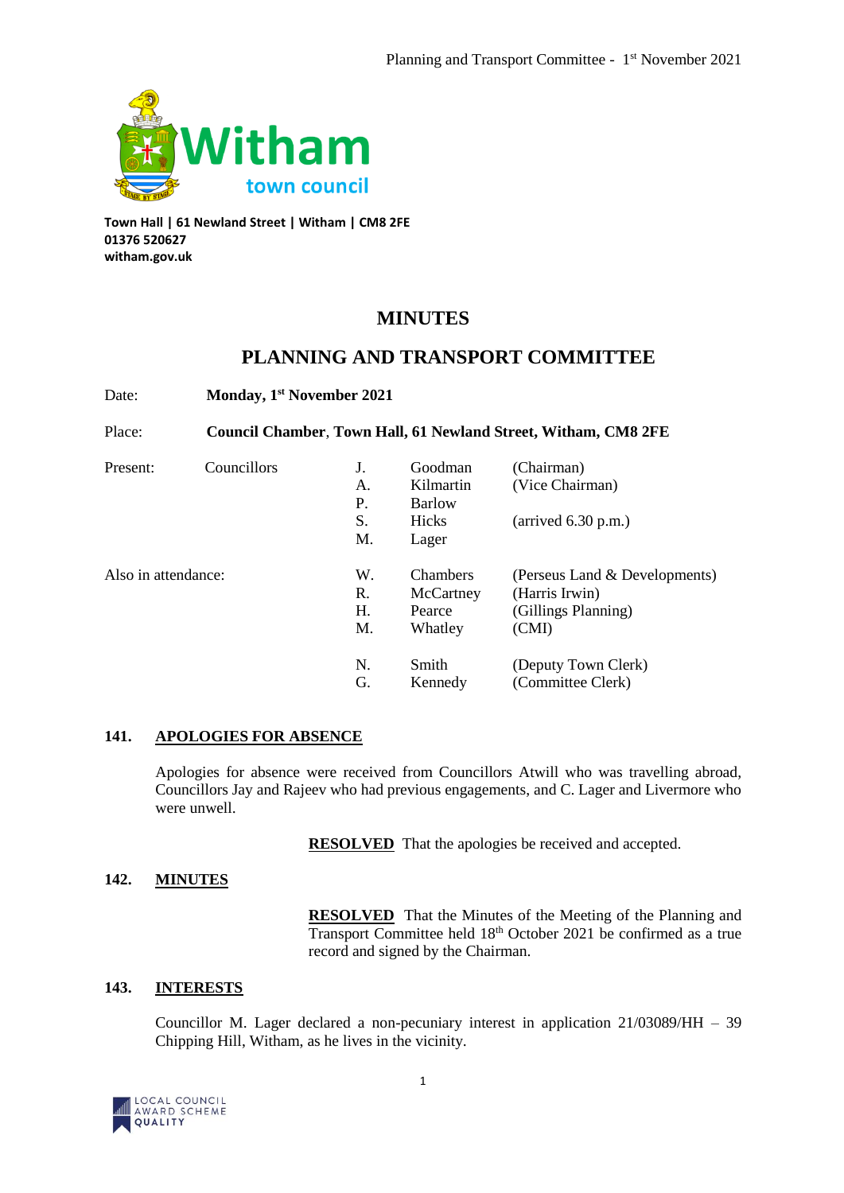Witham town council

**Town Hall | 61 Newland Street | Witham | CM8 2FE**
**01376 520627**
**witham.gov.uk**

# MINUTES

## PLANNING AND TRANSPORT COMMITTEE

Date: **Monday, 1st November 2021**

Place: **Council Chamber, Town Hall, 61 Newland Street, Witham, CM8 2FE**

| | | | | |
|---|---|---|---|---|
| Present: | Councillors | J. | Goodman | (Chairman) |
| | | A. | Kilmartin | (Vice Chairman) |
| | | P. | Barlow | |
| | | S. | Hicks | (arrived 6.30 p.m.) |
| | | M. | Lager | |
| Also in attendance: | | W. | Chambers | (Perseus Land & Developments) |
| | | R. | McCartney | (Harris Irwin) |
| | | H. | Pearce | (Gillings Planning) |
| | | M. | Whatley | (CMI) |
| | | N. | Smith | (Deputy Town Clerk) |
| | | G. | Kennedy | (Committee Clerk) |

### 141. APOLOGIES FOR ABSENCE

Apologies for absence were received from Councillors Atwill who was travelling abroad, Councillors Jay and Rajeev who had previous engagements, and C. Lager and Livermore who were unwell.

**RESOLVED** That the apologies be received and accepted.

### 142. MINUTES

**RESOLVED** That the Minutes of the Meeting of the Planning and Transport Committee held 18th October 2021 be confirmed as a true record and signed by the Chairman.

### 143. INTERESTS

Councillor M. Lager declared a non-pecuniary interest in application 21/03089/HH – 39 Chipping Hill, Witham, as he lives in the vicinity.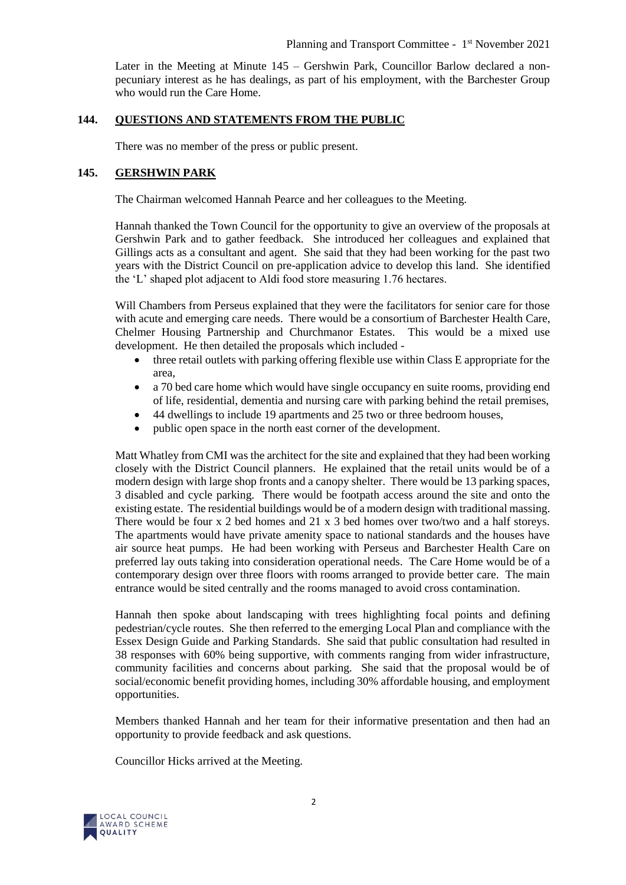Later in the Meeting at Minute 145 – Gershwin Park, Councillor Barlow declared a non-pecuniary interest as he has dealings, as part of his employment, with the Barchester Group who would run the Care Home.

## 144. QUESTIONS AND STATEMENTS FROM THE PUBLIC

There was no member of the press or public present.

## 145. GERSHWIN PARK

The Chairman welcomed Hannah Pearce and her colleagues to the Meeting.

Hannah thanked the Town Council for the opportunity to give an overview of the proposals at Gershwin Park and to gather feedback. She introduced her colleagues and explained that Gillings acts as a consultant and agent. She said that they had been working for the past two years with the District Council on pre-application advice to develop this land. She identified the 'L' shaped plot adjacent to Aldi food store measuring 1.76 hectares.

Will Chambers from Perseus explained that they were the facilitators for senior care for those with acute and emerging care needs. There would be a consortium of Barchester Health Care, Chelmer Housing Partnership and Churchmanor Estates. This would be a mixed use development. He then detailed the proposals which included -

- three retail outlets with parking offering flexible use within Class E appropriate for the area,
- a 70 bed care home which would have single occupancy en suite rooms, providing end of life, residential, dementia and nursing care with parking behind the retail premises,
- 44 dwellings to include 19 apartments and 25 two or three bedroom houses,
- public open space in the north east corner of the development.

Matt Whatley from CMI was the architect for the site and explained that they had been working closely with the District Council planners. He explained that the retail units would be of a modern design with large shop fronts and a canopy shelter. There would be 13 parking spaces, 3 disabled and cycle parking. There would be footpath access around the site and onto the existing estate. The residential buildings would be of a modern design with traditional massing. There would be four x 2 bed homes and 21 x 3 bed homes over two/two and a half storeys. The apartments would have private amenity space to national standards and the houses have air source heat pumps. He had been working with Perseus and Barchester Health Care on preferred lay outs taking into consideration operational needs. The Care Home would be of a contemporary design over three floors with rooms arranged to provide better care. The main entrance would be sited centrally and the rooms managed to avoid cross contamination.

Hannah then spoke about landscaping with trees highlighting focal points and defining pedestrian/cycle routes. She then referred to the emerging Local Plan and compliance with the Essex Design Guide and Parking Standards. She said that public consultation had resulted in 38 responses with 60% being supportive, with comments ranging from wider infrastructure, community facilities and concerns about parking. She said that the proposal would be of social/economic benefit providing homes, including 30% affordable housing, and employment opportunities.

Members thanked Hannah and her team for their informative presentation and then had an opportunity to provide feedback and ask questions.

Councillor Hicks arrived at the Meeting.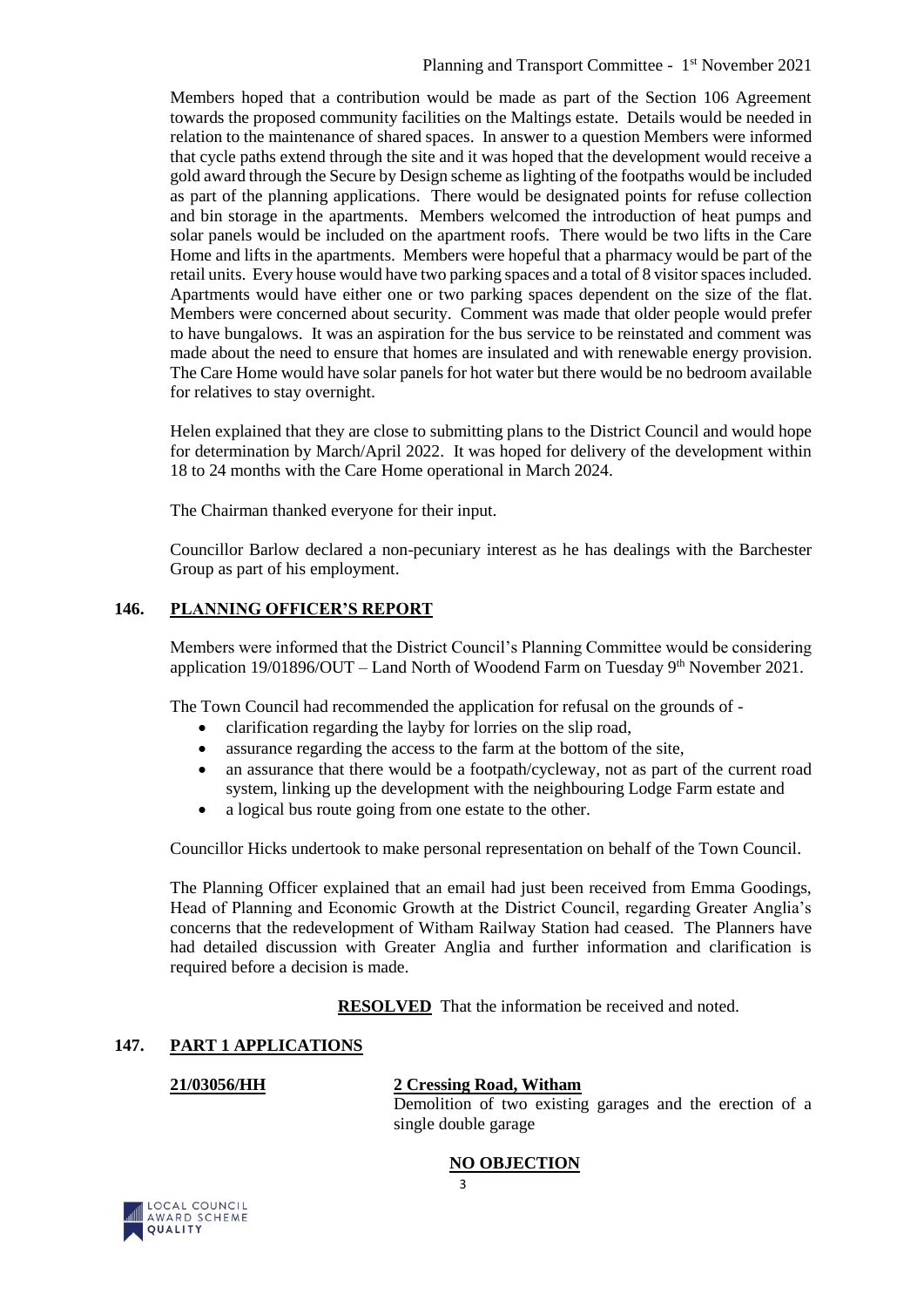Members hoped that a contribution would be made as part of the Section 106 Agreement towards the proposed community facilities on the Maltings estate. Details would be needed in relation to the maintenance of shared spaces. In answer to a question Members were informed that cycle paths extend through the site and it was hoped that the development would receive a gold award through the Secure by Design scheme as lighting of the footpaths would be included as part of the planning applications. There would be designated points for refuse collection and bin storage in the apartments. Members welcomed the introduction of heat pumps and solar panels would be included on the apartment roofs. There would be two lifts in the Care Home and lifts in the apartments. Members were hopeful that a pharmacy would be part of the retail units. Every house would have two parking spaces and a total of 8 visitor spaces included. Apartments would have either one or two parking spaces dependent on the size of the flat. Members were concerned about security. Comment was made that older people would prefer to have bungalows. It was an aspiration for the bus service to be reinstated and comment was made about the need to ensure that homes are insulated and with renewable energy provision. The Care Home would have solar panels for hot water but there would be no bedroom available for relatives to stay overnight.

Helen explained that they are close to submitting plans to the District Council and would hope for determination by March/April 2022. It was hoped for delivery of the development within 18 to 24 months with the Care Home operational in March 2024.

The Chairman thanked everyone for their input.

Councillor Barlow declared a non-pecuniary interest as he has dealings with the Barchester Group as part of his employment.

## 146. PLANNING OFFICER'S REPORT

Members were informed that the District Council's Planning Committee would be considering application 19/01896/OUT – Land North of Woodend Farm on Tuesday 9th November 2021.

The Town Council had recommended the application for refusal on the grounds of -

- clarification regarding the layby for lorries on the slip road,
- assurance regarding the access to the farm at the bottom of the site,
- an assurance that there would be a footpath/cycleway, not as part of the current road system, linking up the development with the neighbouring Lodge Farm estate and
- a logical bus route going from one estate to the other.

Councillor Hicks undertook to make personal representation on behalf of the Town Council.

The Planning Officer explained that an email had just been received from Emma Goodings, Head of Planning and Economic Growth at the District Council, regarding Greater Anglia's concerns that the redevelopment of Witham Railway Station had ceased. The Planners have had detailed discussion with Greater Anglia and further information and clarification is required before a decision is made.

**RESOLVED** That the information be received and noted.

## 147. PART 1 APPLICATIONS

**21/03056/HH** — **2 Cressing Road, Witham**

Demolition of two existing garages and the erection of a single double garage

**NO OBJECTION**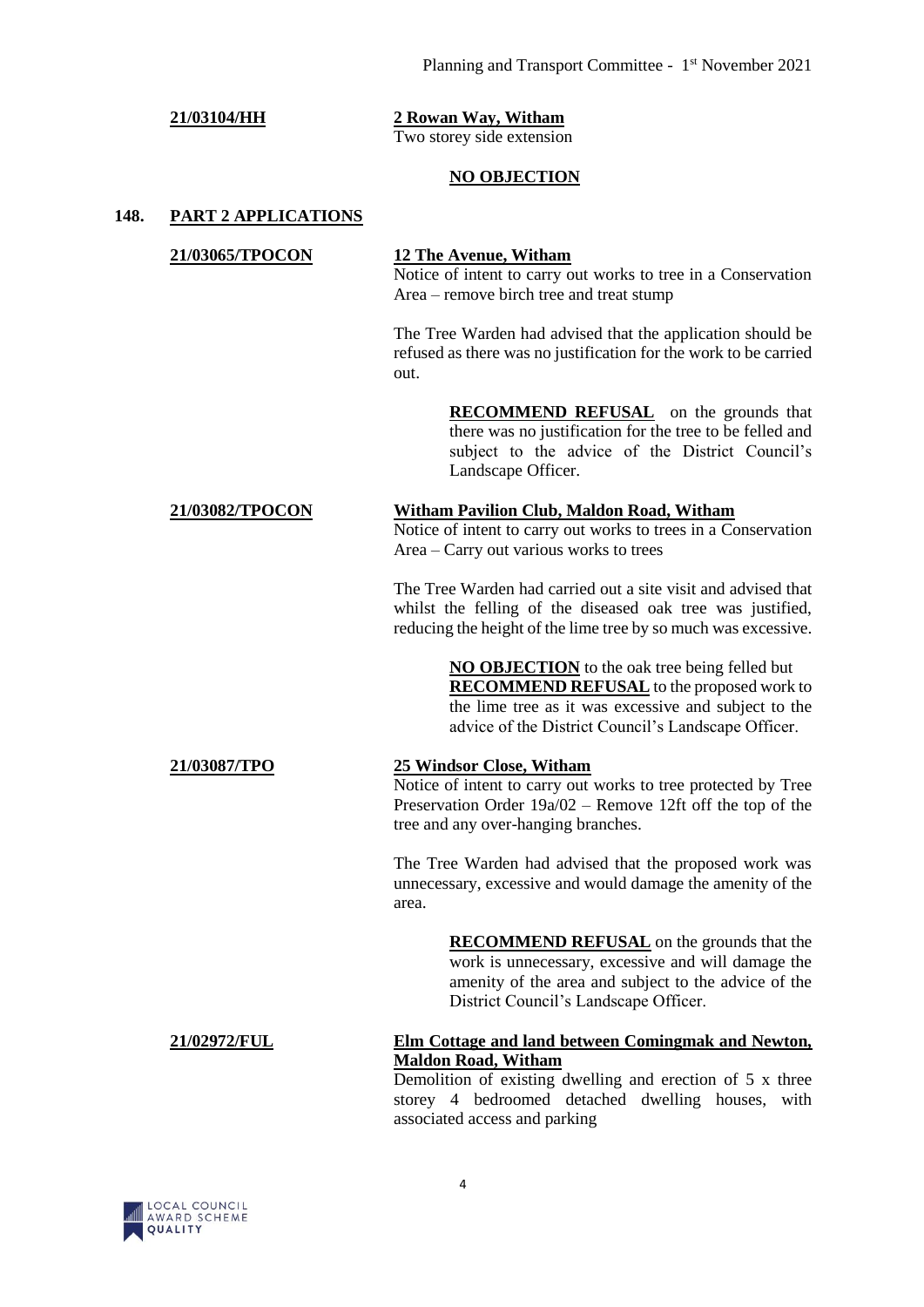**21/03104/HH** — **2 Rowan Way, Witham**

Two storey side extension

**NO OBJECTION**

## 148. PART 2 APPLICATIONS

**21/03065/TPOCON** — **12 The Avenue, Witham**

Notice of intent to carry out works to tree in a Conservation Area – remove birch tree and treat stump

The Tree Warden had advised that the application should be refused as there was no justification for the work to be carried out.

> **RECOMMEND REFUSAL** on the grounds that there was no justification for the tree to be felled and subject to the advice of the District Council's Landscape Officer.

**21/03082/TPOCON** — **Witham Pavilion Club, Maldon Road, Witham**

Notice of intent to carry out works to trees in a Conservation Area – Carry out various works to trees

The Tree Warden had carried out a site visit and advised that whilst the felling of the diseased oak tree was justified, reducing the height of the lime tree by so much was excessive.

> **NO OBJECTION** to the oak tree being felled but **RECOMMEND REFUSAL** to the proposed work to the lime tree as it was excessive and subject to the advice of the District Council's Landscape Officer.

**21/03087/TPO** — **25 Windsor Close, Witham**

Notice of intent to carry out works to tree protected by Tree Preservation Order 19a/02 – Remove 12ft off the top of the tree and any over-hanging branches.

The Tree Warden had advised that the proposed work was unnecessary, excessive and would damage the amenity of the area.

> **RECOMMEND REFUSAL** on the grounds that the work is unnecessary, excessive and will damage the amenity of the area and subject to the advice of the District Council's Landscape Officer.

**21/02972/FUL** — **Elm Cottage and land between Comingmak and Newton, Maldon Road, Witham**

Demolition of existing dwelling and erection of 5 x three storey 4 bedroomed detached dwelling houses, with associated access and parking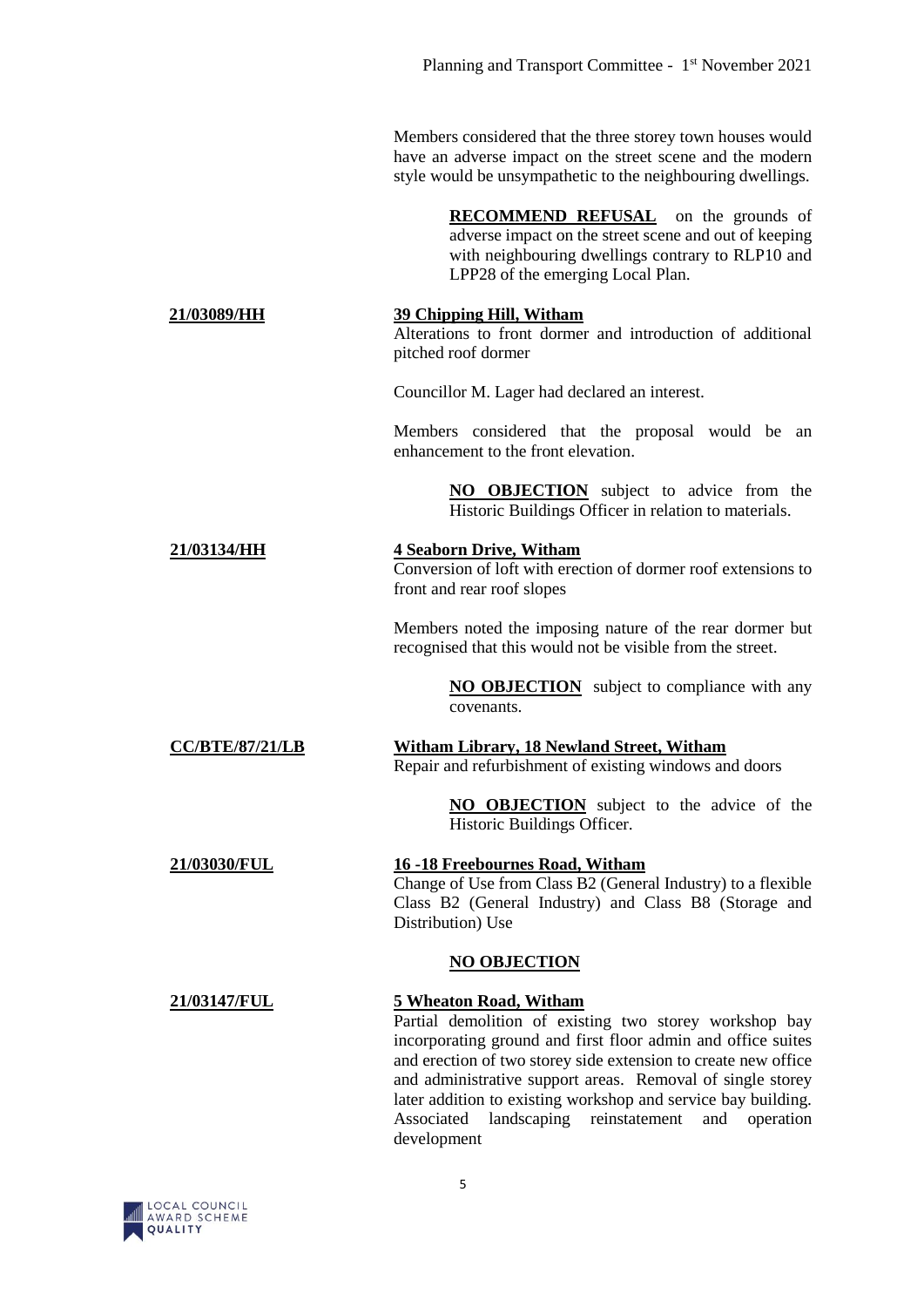Members considered that the three storey town houses would have an adverse impact on the street scene and the modern style would be unsympathetic to the neighbouring dwellings.

> **RECOMMEND REFUSAL** on the grounds of adverse impact on the street scene and out of keeping with neighbouring dwellings contrary to RLP10 and LPP28 of the emerging Local Plan.

**21/03089/HH** — **39 Chipping Hill, Witham**
Alterations to front dormer and introduction of additional pitched roof dormer

Councillor M. Lager had declared an interest.

Members considered that the proposal would be an enhancement to the front elevation.

> **NO OBJECTION** subject to advice from the Historic Buildings Officer in relation to materials.

**21/03134/HH** — **4 Seaborn Drive, Witham**
Conversion of loft with erection of dormer roof extensions to front and rear roof slopes

Members noted the imposing nature of the rear dormer but recognised that this would not be visible from the street.

> **NO OBJECTION** subject to compliance with any covenants.

**CC/BTE/87/21/LB** — **Witham Library, 18 Newland Street, Witham**
Repair and refurbishment of existing windows and doors

> **NO OBJECTION** subject to the advice of the Historic Buildings Officer.

**21/03030/FUL** — **16 -18 Freebournes Road, Witham**
Change of Use from Class B2 (General Industry) to a flexible Class B2 (General Industry) and Class B8 (Storage and Distribution) Use

> **NO OBJECTION**

**21/03147/FUL** — **5 Wheaton Road, Witham**
Partial demolition of existing two storey workshop bay incorporating ground and first floor admin and office suites and erection of two storey side extension to create new office and administrative support areas. Removal of single storey later addition to existing workshop and service bay building. Associated landscaping reinstatement and operation development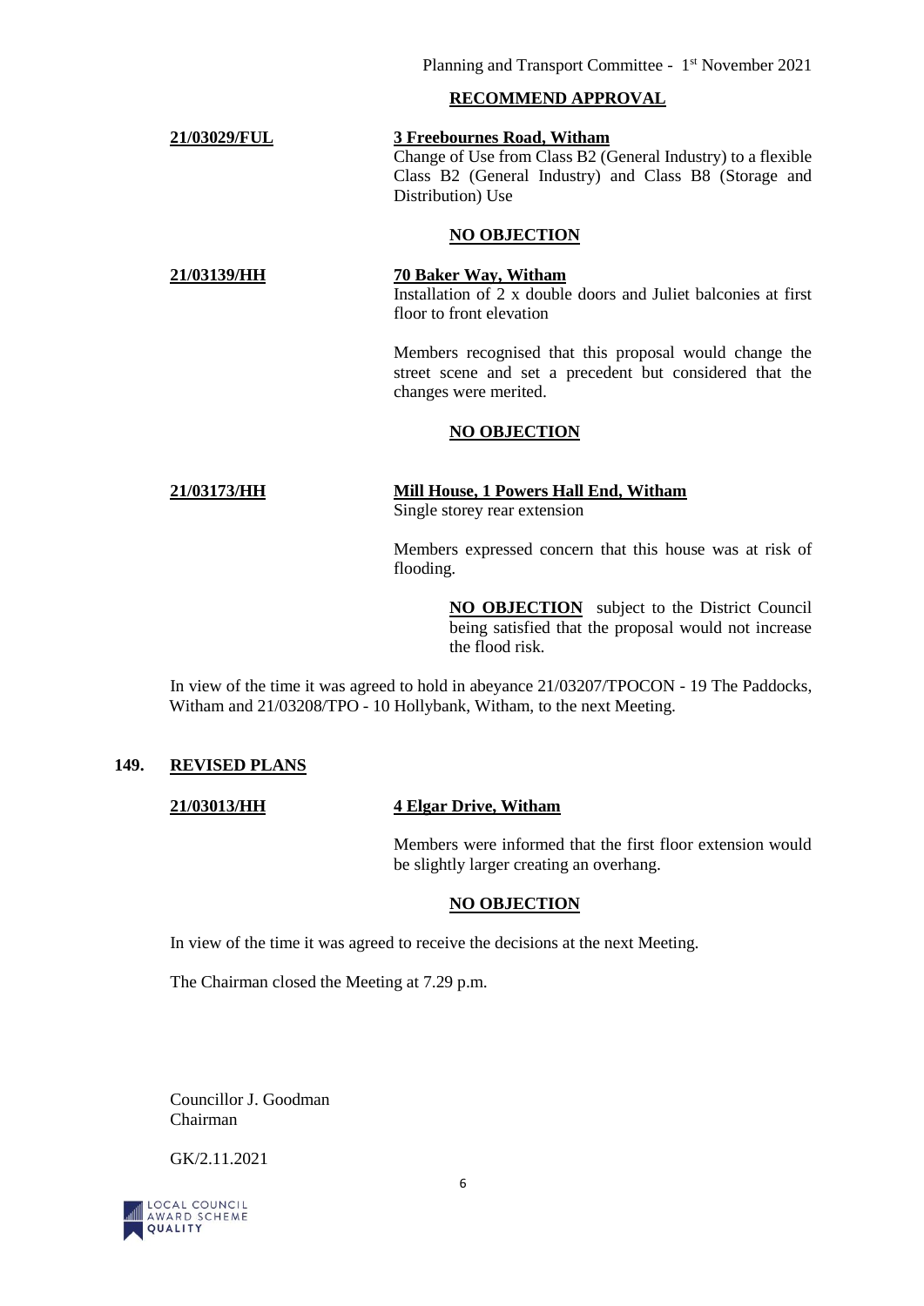**RECOMMEND APPROVAL**

**21/03029/FUL** **3 Freebournes Road, Witham**

Change of Use from Class B2 (General Industry) to a flexible Class B2 (General Industry) and Class B8 (Storage and Distribution) Use

**NO OBJECTION**

**21/03139/HH** **70 Baker Way, Witham**

Installation of 2 x double doors and Juliet balconies at first floor to front elevation

Members recognised that this proposal would change the street scene and set a precedent but considered that the changes were merited.

**NO OBJECTION**

**21/03173/HH** **Mill House, 1 Powers Hall End, Witham**

Single storey rear extension

Members expressed concern that this house was at risk of flooding.

**NO OBJECTION** subject to the District Council being satisfied that the proposal would not increase the flood risk.

In view of the time it was agreed to hold in abeyance 21/03207/TPOCON - 19 The Paddocks, Witham and 21/03208/TPO - 10 Hollybank, Witham, to the next Meeting.

## 149. REVISED PLANS

**21/03013/HH** **4 Elgar Drive, Witham**

Members were informed that the first floor extension would be slightly larger creating an overhang.

**NO OBJECTION**

In view of the time it was agreed to receive the decisions at the next Meeting.

The Chairman closed the Meeting at 7.29 p.m.

Councillor J. Goodman
Chairman

GK/2.11.2021